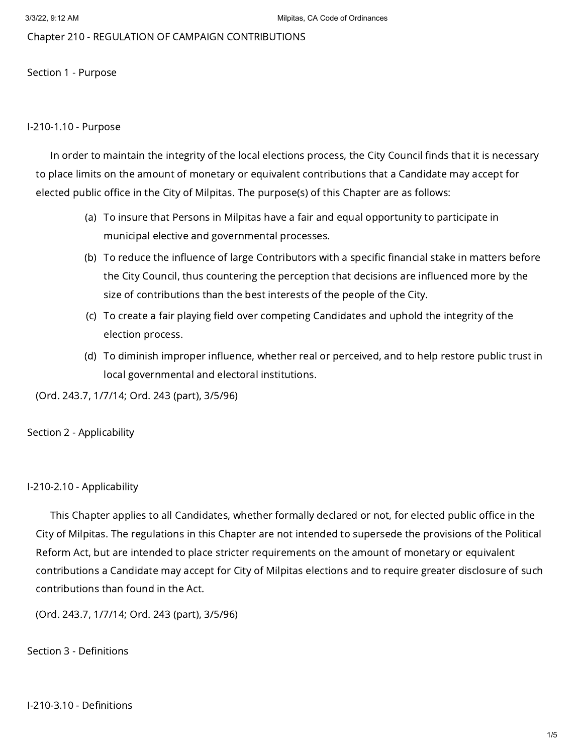# Chapter 210 - REGULATION OF CAMPAIGN CONTRIBUTIONS

## Section 1 - Purpose

### I-210-1.10 - Purpose

In order to maintain the integrity of the local elections process, the City Council finds that it is necessary to place limits on the amount of monetary or equivalent contributions that a Candidate may accept for elected public office in the City of Milpitas. The purpose(s) of this Chapter are as follows:

(a) To insure that Persons in Milpitas have a fair and equal opportunity to participate in municipal elective and governmental processes.

(b) To reduce the influence of large Contributors with a specific financial stake in matters before the City Council, thus countering the perception that decisions are influenced more by the size of contributions than the best interests of the people of the City.

(c) To create a fair playing field over competing Candidates and uphold the integrity of the election process.

(d) To diminish improper influence, whether real or perceived, and to help restore public trust in local governmental and electoral institutions.

(Ord. 243.7, 1/7/14; Ord. 243 (part), 3/5/96)

## Section 2 - Applicability

### I-210-2.10 - Applicability

This Chapter applies to all Candidates, whether formally declared or not, for elected public office in the City of Milpitas. The regulations in this Chapter are not intended to supersede the provisions of the Political Reform Act, but are intended to place stricter requirements on the amount of monetary or equivalent contributions a Candidate may accept for City of Milpitas elections and to require greater disclosure of such contributions than found in the Act.

(Ord. 243.7, 1/7/14; Ord. 243 (part), 3/5/96)

## Section 3 - Definitions

### I-210-3.10 - Definitions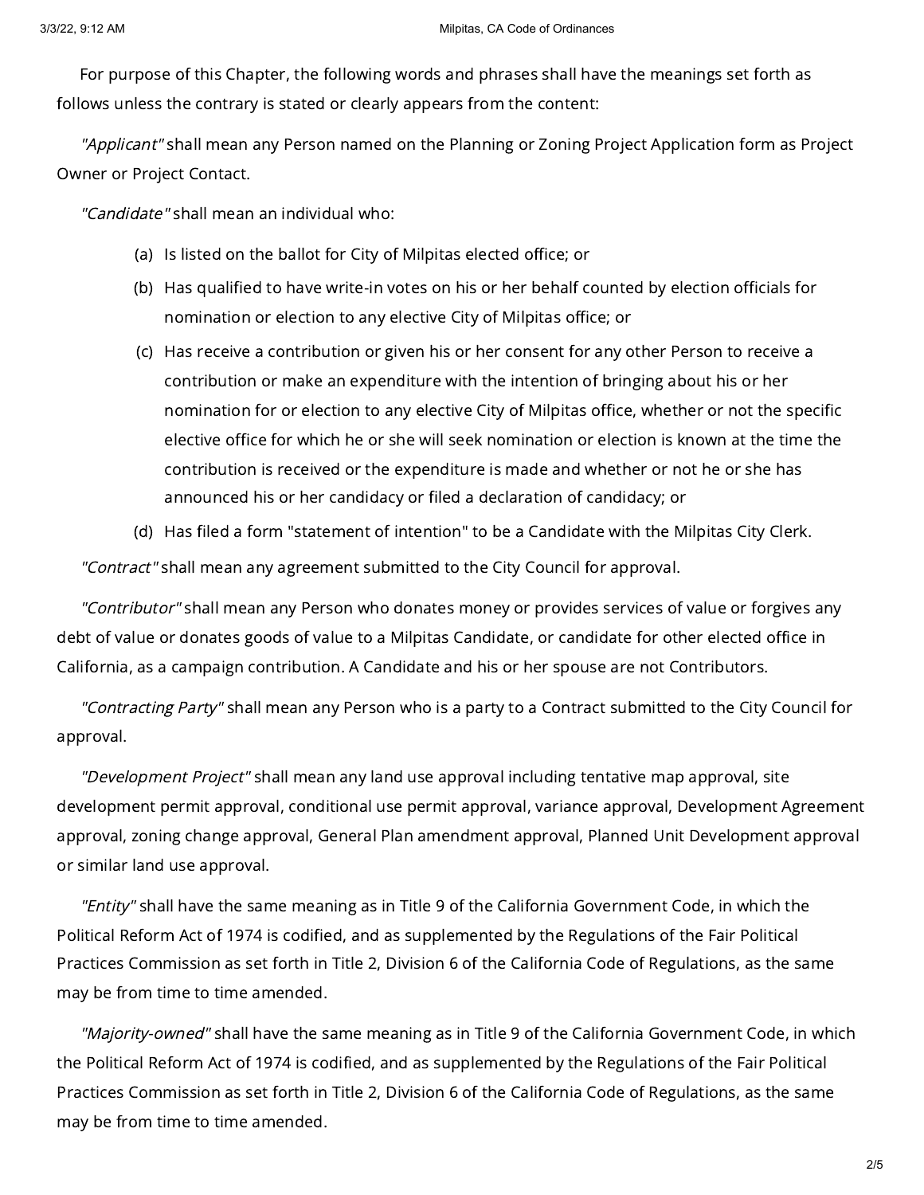For purpose of this Chapter, the following words and phrases shall have the meanings set forth as follows unless the contrary is stated or clearly appears from the content:

*"Applicant"* shall mean any Person named on the Planning or Zoning Project Application form as Project Owner or Project Contact.

*"Candidate"* shall mean an individual who:

(a) Is listed on the ballot for City of Milpitas elected office; or

(b) Has qualified to have write-in votes on his or her behalf counted by election officials for nomination or election to any elective City of Milpitas office; or

(c) Has receive a contribution or given his or her consent for any other Person to receive a contribution or make an expenditure with the intention of bringing about his or her nomination for or election to any elective City of Milpitas office, whether or not the specific elective office for which he or she will seek nomination or election is known at the time the contribution is received or the expenditure is made and whether or not he or she has announced his or her candidacy or filed a declaration of candidacy; or

(d) Has filed a form "statement of intention" to be a Candidate with the Milpitas City Clerk.

*"Contract"* shall mean any agreement submitted to the City Council for approval.

*"Contributor"* shall mean any Person who donates money or provides services of value or forgives any debt of value or donates goods of value to a Milpitas Candidate, or candidate for other elected office in California, as a campaign contribution. A Candidate and his or her spouse are not Contributors.

*"Contracting Party"* shall mean any Person who is a party to a Contract submitted to the City Council for approval.

*"Development Project"* shall mean any land use approval including tentative map approval, site development permit approval, conditional use permit approval, variance approval, Development Agreement approval, zoning change approval, General Plan amendment approval, Planned Unit Development approval or similar land use approval.

*"Entity"* shall have the same meaning as in Title 9 of the California Government Code, in which the Political Reform Act of 1974 is codified, and as supplemented by the Regulations of the Fair Political Practices Commission as set forth in Title 2, Division 6 of the California Code of Regulations, as the same may be from time to time amended.

*"Majority-owned"* shall have the same meaning as in Title 9 of the California Government Code, in which the Political Reform Act of 1974 is codified, and as supplemented by the Regulations of the Fair Political Practices Commission as set forth in Title 2, Division 6 of the California Code of Regulations, as the same may be from time to time amended.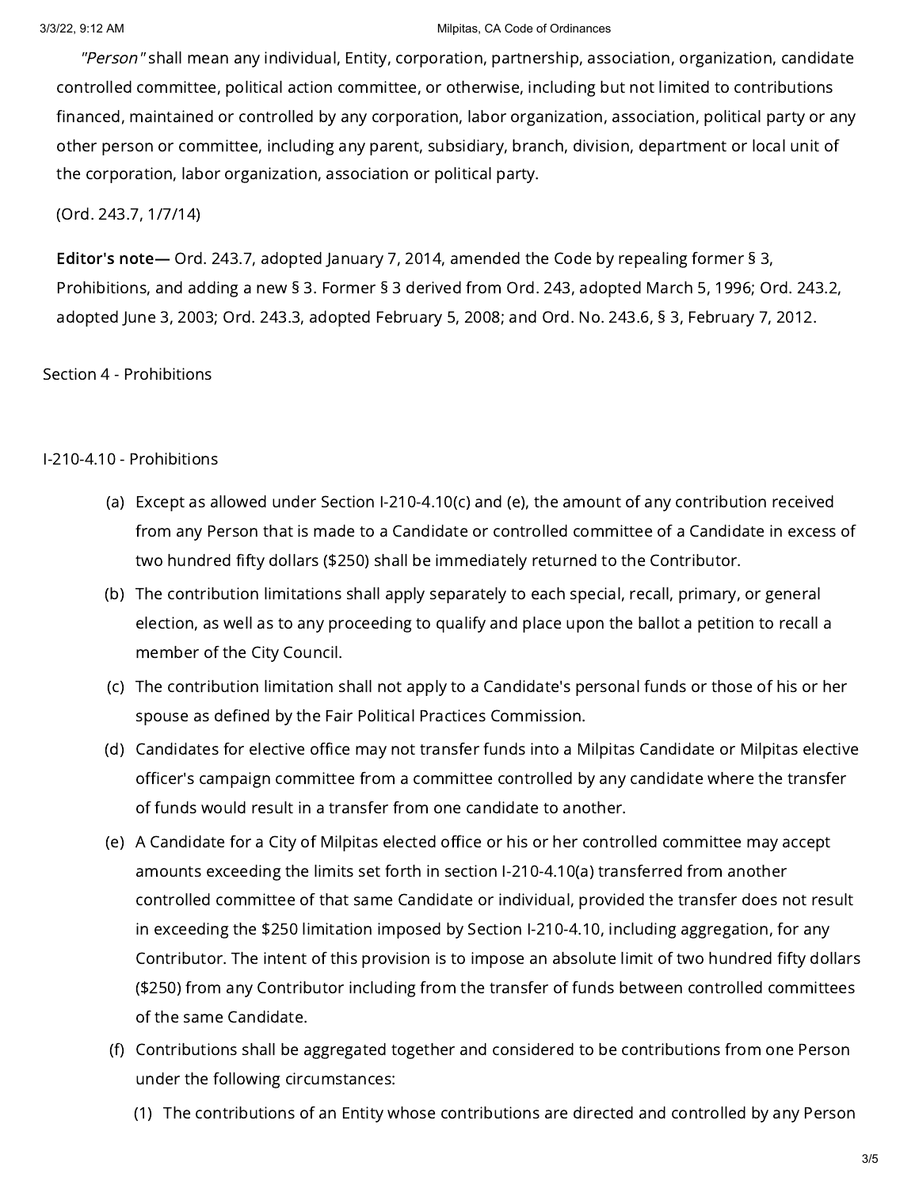*"Person"* shall mean any individual, Entity, corporation, partnership, association, organization, candidate controlled committee, political action committee, or otherwise, including but not limited to contributions financed, maintained or controlled by any corporation, labor organization, association, political party or any other person or committee, including any parent, subsidiary, branch, division, department or local unit of the corporation, labor organization, association or political party.

(Ord. 243.7, 1/7/14)

**Editor's note—** Ord. 243.7, adopted January 7, 2014, amended the Code by repealing former § 3, Prohibitions, and adding a new § 3. Former § 3 derived from Ord. 243, adopted March 5, 1996; Ord. 243.2, adopted June 3, 2003; Ord. 243.3, adopted February 5, 2008; and Ord. No. 243.6, § 3, February 7, 2012.

## Section 4 - Prohibitions

### I-210-4.10 - Prohibitions

(a) Except as allowed under Section I-210-4.10(c) and (e), the amount of any contribution received from any Person that is made to a Candidate or controlled committee of a Candidate in excess of two hundred fifty dollars ($250) shall be immediately returned to the Contributor.

(b) The contribution limitations shall apply separately to each special, recall, primary, or general election, as well as to any proceeding to qualify and place upon the ballot a petition to recall a member of the City Council.

(c) The contribution limitation shall not apply to a Candidate's personal funds or those of his or her spouse as defined by the Fair Political Practices Commission.

(d) Candidates for elective office may not transfer funds into a Milpitas Candidate or Milpitas elective officer's campaign committee from a committee controlled by any candidate where the transfer of funds would result in a transfer from one candidate to another.

(e) A Candidate for a City of Milpitas elected office or his or her controlled committee may accept amounts exceeding the limits set forth in section I-210-4.10(a) transferred from another controlled committee of that same Candidate or individual, provided the transfer does not result in exceeding the $250 limitation imposed by Section I-210-4.10, including aggregation, for any Contributor. The intent of this provision is to impose an absolute limit of two hundred fifty dollars ($250) from any Contributor including from the transfer of funds between controlled committees of the same Candidate.

(f) Contributions shall be aggregated together and considered to be contributions from one Person under the following circumstances:

(1) The contributions of an Entity whose contributions are directed and controlled by any Person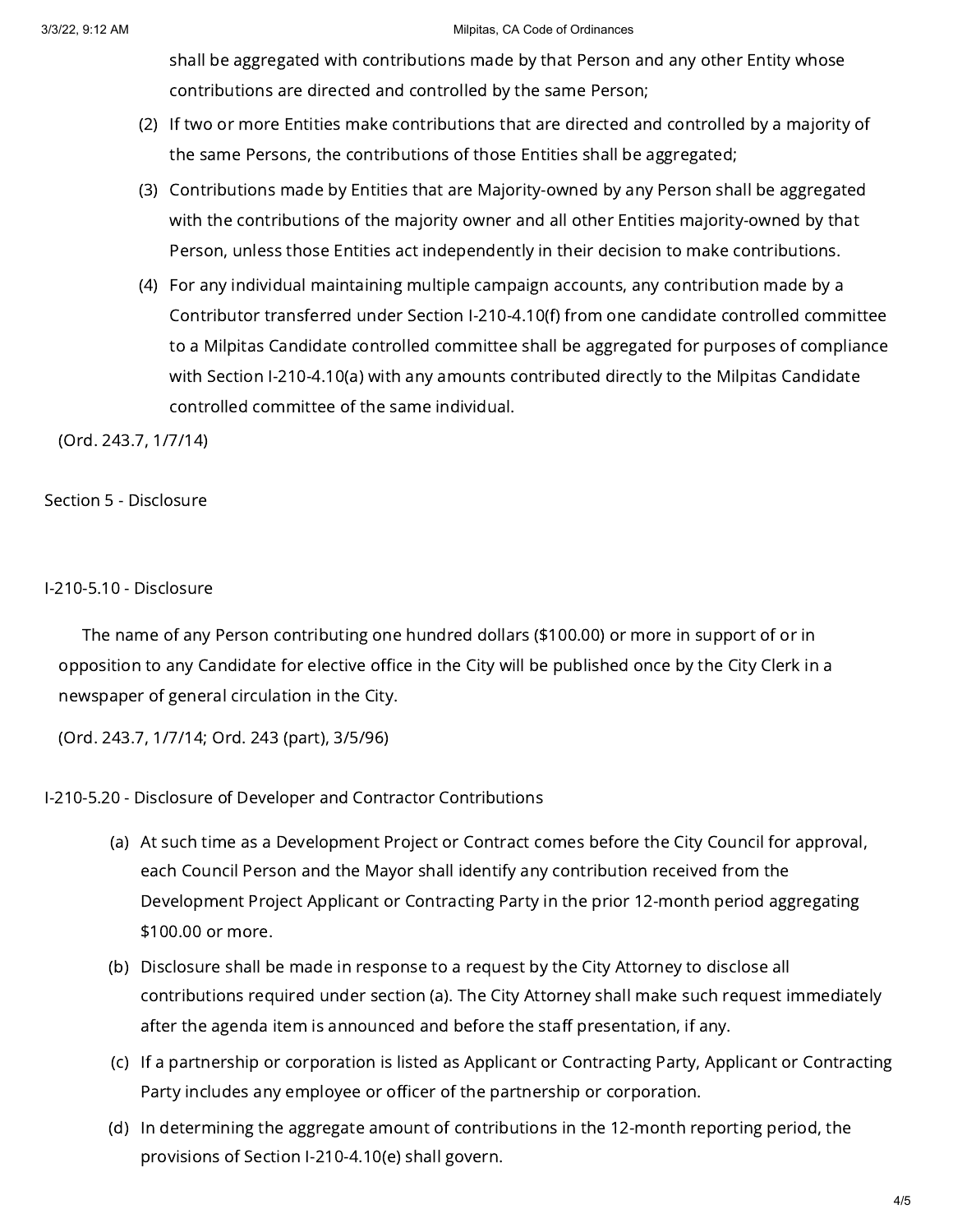shall be aggregated with contributions made by that Person and any other Entity whose contributions are directed and controlled by the same Person;

(2) If two or more Entities make contributions that are directed and controlled by a majority of the same Persons, the contributions of those Entities shall be aggregated;

(3) Contributions made by Entities that are Majority-owned by any Person shall be aggregated with the contributions of the majority owner and all other Entities majority-owned by that Person, unless those Entities act independently in their decision to make contributions.

(4) For any individual maintaining multiple campaign accounts, any contribution made by a Contributor transferred under Section I-210-4.10(f) from one candidate controlled committee to a Milpitas Candidate controlled committee shall be aggregated for purposes of compliance with Section I-210-4.10(a) with any amounts contributed directly to the Milpitas Candidate controlled committee of the same individual.

(Ord. 243.7, 1/7/14)

## Section 5 - Disclosure

### I-210-5.10 - Disclosure

The name of any Person contributing one hundred dollars ($100.00) or more in support of or in opposition to any Candidate for elective office in the City will be published once by the City Clerk in a newspaper of general circulation in the City.

(Ord. 243.7, 1/7/14; Ord. 243 (part), 3/5/96)

### I-210-5.20 - Disclosure of Developer and Contractor Contributions

(a) At such time as a Development Project or Contract comes before the City Council for approval, each Council Person and the Mayor shall identify any contribution received from the Development Project Applicant or Contracting Party in the prior 12-month period aggregating $100.00 or more.

(b) Disclosure shall be made in response to a request by the City Attorney to disclose all contributions required under section (a). The City Attorney shall make such request immediately after the agenda item is announced and before the staff presentation, if any.

(c) If a partnership or corporation is listed as Applicant or Contracting Party, Applicant or Contracting Party includes any employee or officer of the partnership or corporation.

(d) In determining the aggregate amount of contributions in the 12-month reporting period, the provisions of Section I-210-4.10(e) shall govern.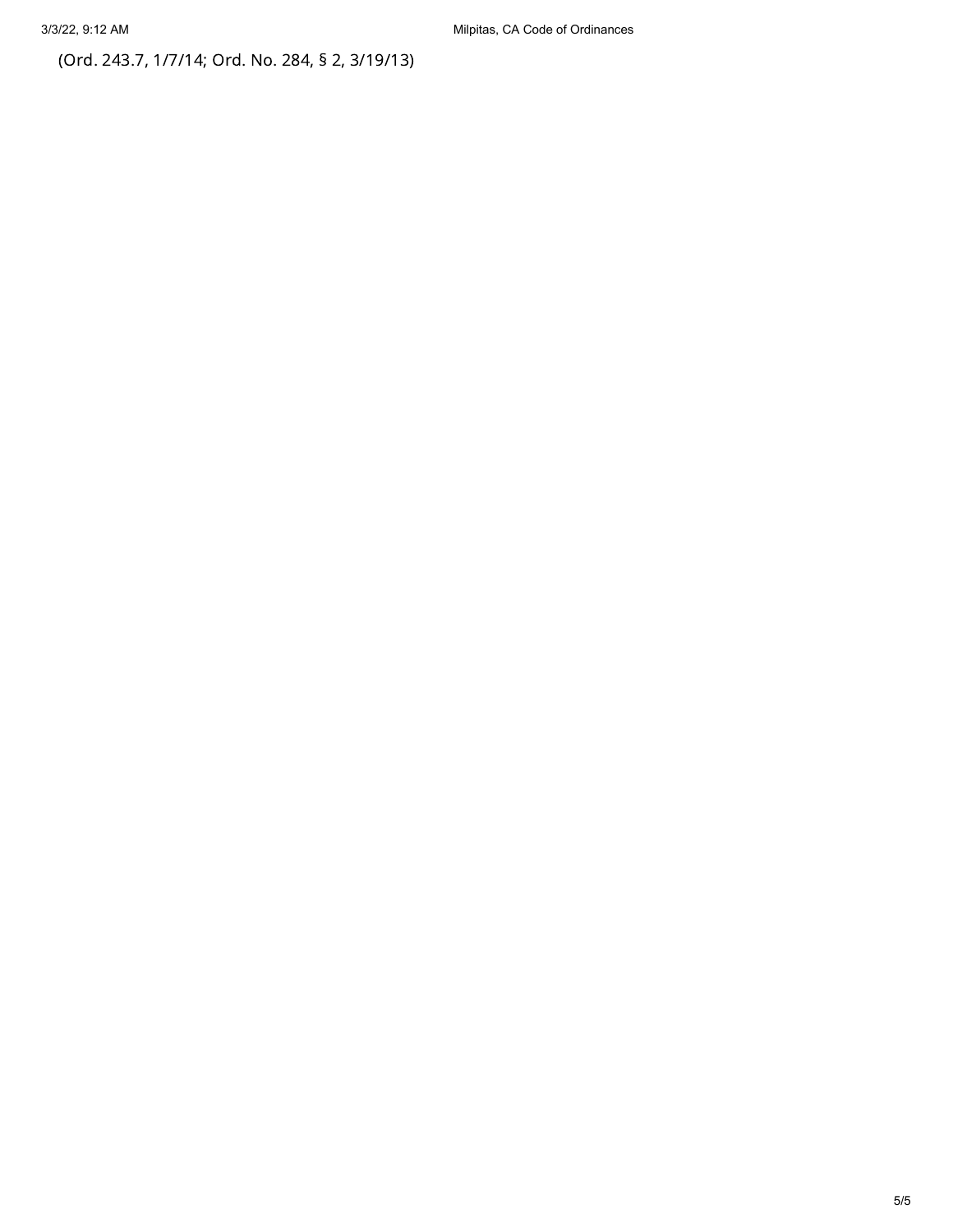(Ord. 243.7, 1/7/14; Ord. No. 284, § 2, 3/19/13)